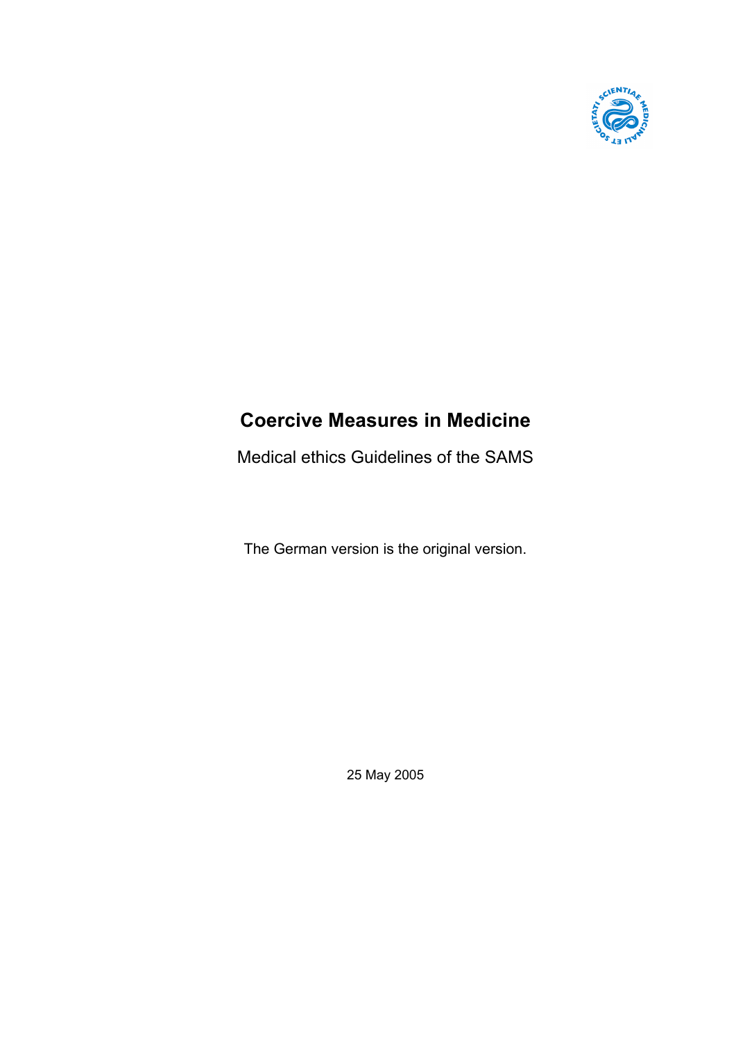# Coercive Measures in Medicine

Medical ethics Guidelines of the SAMS

The German version is the original version.

25 May 2005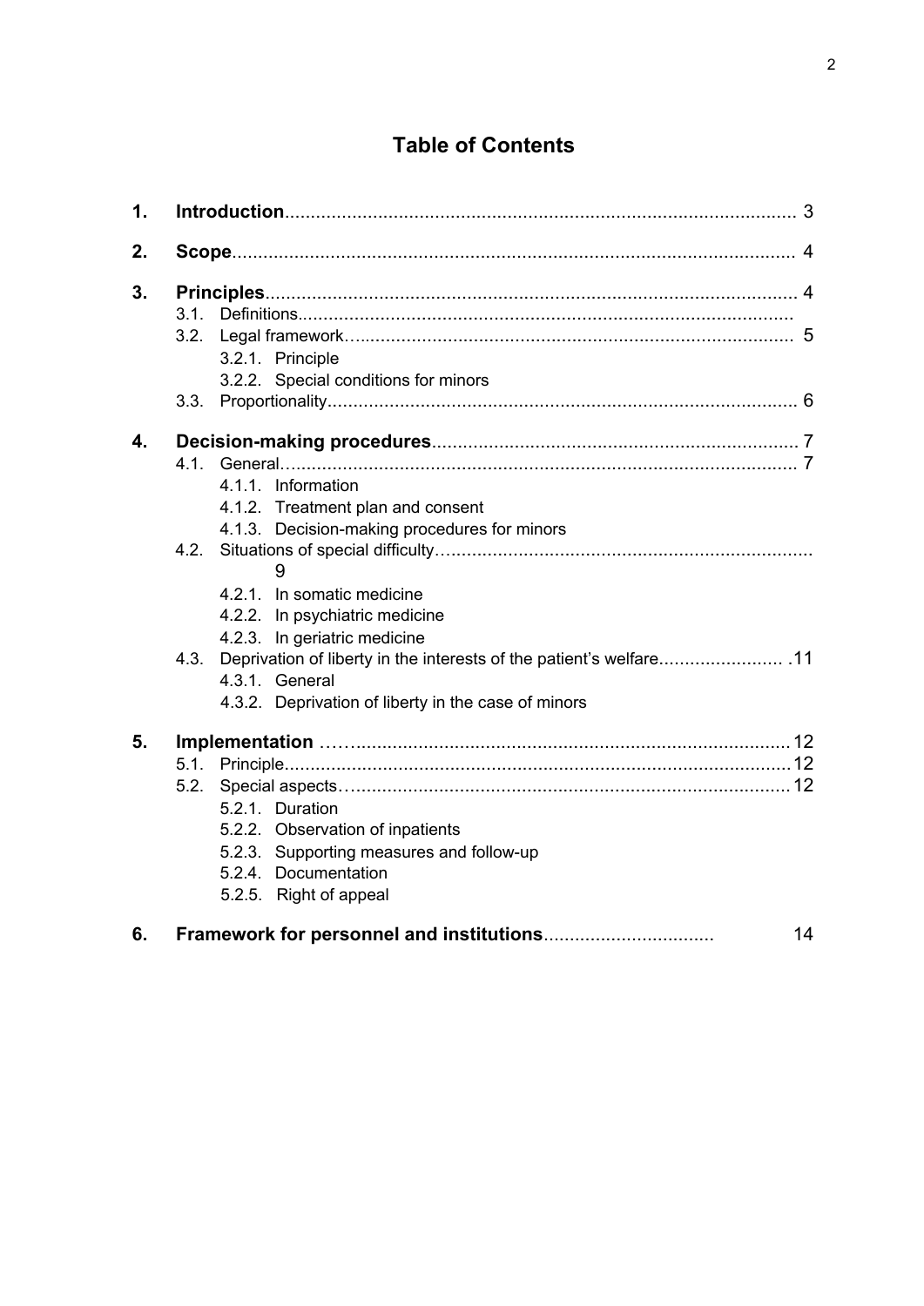# Table of Contents

**1. Introduction** .................................................................................................. 3

**2. Scope** ........................................................................................................... 4

**3. Principles** ..................................................................................................... 4
- 3.1. Definitions................................................................................................
- 3.2. Legal framework...................................................................................... 5
  - 3.2.1. Principle
  - 3.2.2. Special conditions for minors
- 3.3. Proportionality.......................................................................................... 6

**4. Decision-making procedures** ...................................................................... 7
- 4.1. General..................................................................................................... 7
  - 4.1.1. Information
  - 4.1.2. Treatment plan and consent
  - 4.1.3. Decision-making procedures for minors
- 4.2. Situations of special difficulty....................................................................... 9
  - 4.2.1. In somatic medicine
  - 4.2.2. In psychiatric medicine
  - 4.2.3. In geriatric medicine
- 4.3. Deprivation of liberty in the interests of the patient's welfare........................ .11
  - 4.3.1. General
  - 4.3.2. Deprivation of liberty in the case of minors

**5. Implementation** ......................................................................................... 12
- 5.1. Principle.................................................................................................. 12
- 5.2. Special aspects........................................................................................ 12
  - 5.2.1. Duration
  - 5.2.2. Observation of inpatients
  - 5.2.3. Supporting measures and follow-up
  - 5.2.4. Documentation
  - 5.2.5. Right of appeal

**6. Framework for personnel and institutions** ................................ 14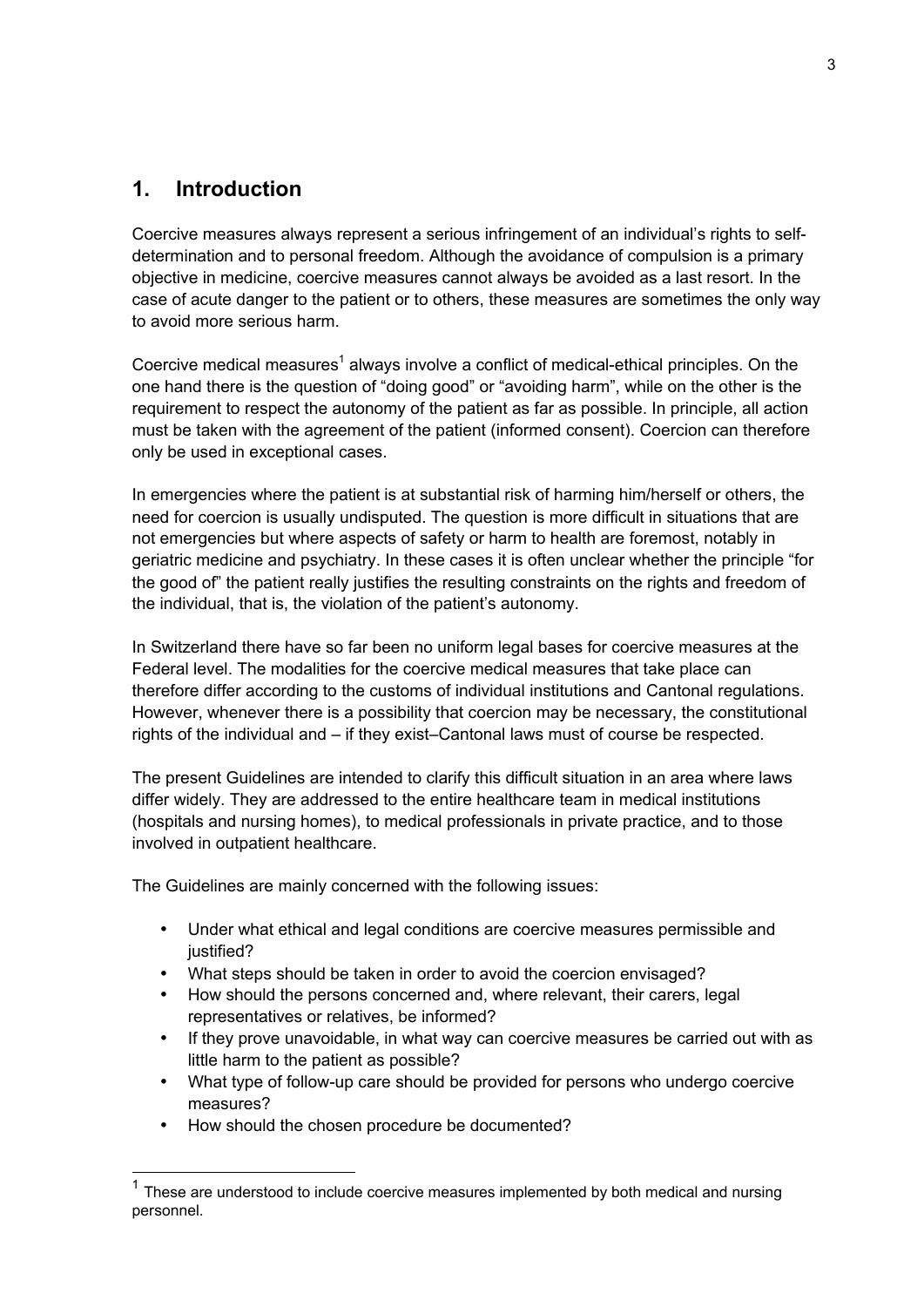## 1. Introduction

Coercive measures always represent a serious infringement of an individual's rights to self-determination and to personal freedom. Although the avoidance of compulsion is a primary objective in medicine, coercive measures cannot always be avoided as a last resort. In the case of acute danger to the patient or to others, these measures are sometimes the only way to avoid more serious harm.

Coercive medical measures[1] always involve a conflict of medical-ethical principles. On the one hand there is the question of "doing good" or "avoiding harm", while on the other is the requirement to respect the autonomy of the patient as far as possible. In principle, all action must be taken with the agreement of the patient (informed consent). Coercion can therefore only be used in exceptional cases.

In emergencies where the patient is at substantial risk of harming him/herself or others, the need for coercion is usually undisputed. The question is more difficult in situations that are not emergencies but where aspects of safety or harm to health are foremost, notably in geriatric medicine and psychiatry. In these cases it is often unclear whether the principle "for the good of" the patient really justifies the resulting constraints on the rights and freedom of the individual, that is, the violation of the patient's autonomy.

In Switzerland there have so far been no uniform legal bases for coercive measures at the Federal level. The modalities for the coercive medical measures that take place can therefore differ according to the customs of individual institutions and Cantonal regulations. However, whenever there is a possibility that coercion may be necessary, the constitutional rights of the individual and – if they exist–Cantonal laws must of course be respected.

The present Guidelines are intended to clarify this difficult situation in an area where laws differ widely. They are addressed to the entire healthcare team in medical institutions (hospitals and nursing homes), to medical professionals in private practice, and to those involved in outpatient healthcare.

The Guidelines are mainly concerned with the following issues:

- Under what ethical and legal conditions are coercive measures permissible and justified?
- What steps should be taken in order to avoid the coercion envisaged?
- How should the persons concerned and, where relevant, their carers, legal representatives or relatives, be informed?
- If they prove unavoidable, in what way can coercive measures be carried out with as little harm to the patient as possible?
- What type of follow-up care should be provided for persons who undergo coercive measures?
- How should the chosen procedure be documented?

[1] These are understood to include coercive measures implemented by both medical and nursing personnel.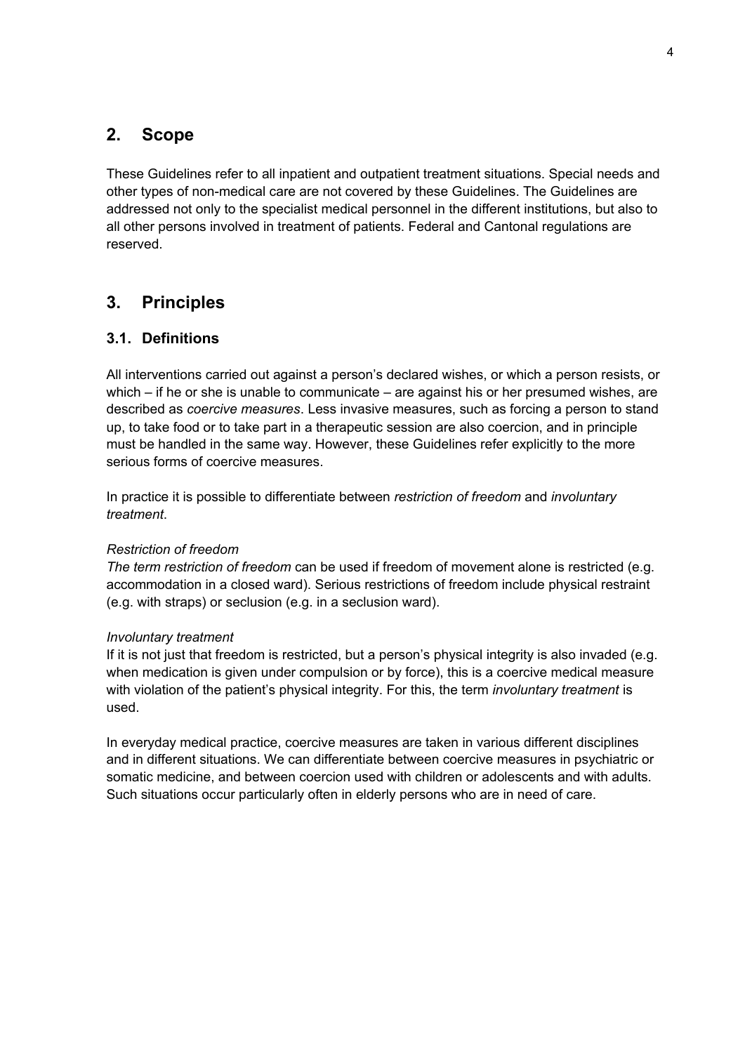## 2. Scope

These Guidelines refer to all inpatient and outpatient treatment situations. Special needs and other types of non-medical care are not covered by these Guidelines. The Guidelines are addressed not only to the specialist medical personnel in the different institutions, but also to all other persons involved in treatment of patients. Federal and Cantonal regulations are reserved.

## 3. Principles

### 3.1. Definitions

All interventions carried out against a person's declared wishes, or which a person resists, or which – if he or she is unable to communicate – are against his or her presumed wishes, are described as *coercive measures*. Less invasive measures, such as forcing a person to stand up, to take food or to take part in a therapeutic session are also coercion, and in principle must be handled in the same way. However, these Guidelines refer explicitly to the more serious forms of coercive measures.

In practice it is possible to differentiate between *restriction of freedom* and *involuntary treatment*.

*Restriction of freedom*
*The term restriction of freedom* can be used if freedom of movement alone is restricted (e.g. accommodation in a closed ward). Serious restrictions of freedom include physical restraint (e.g. with straps) or seclusion (e.g. in a seclusion ward).

*Involuntary treatment*
If it is not just that freedom is restricted, but a person's physical integrity is also invaded (e.g. when medication is given under compulsion or by force), this is a coercive medical measure with violation of the patient's physical integrity. For this, the term *involuntary treatment* is used.

In everyday medical practice, coercive measures are taken in various different disciplines and in different situations. We can differentiate between coercive measures in psychiatric or somatic medicine, and between coercion used with children or adolescents and with adults. Such situations occur particularly often in elderly persons who are in need of care.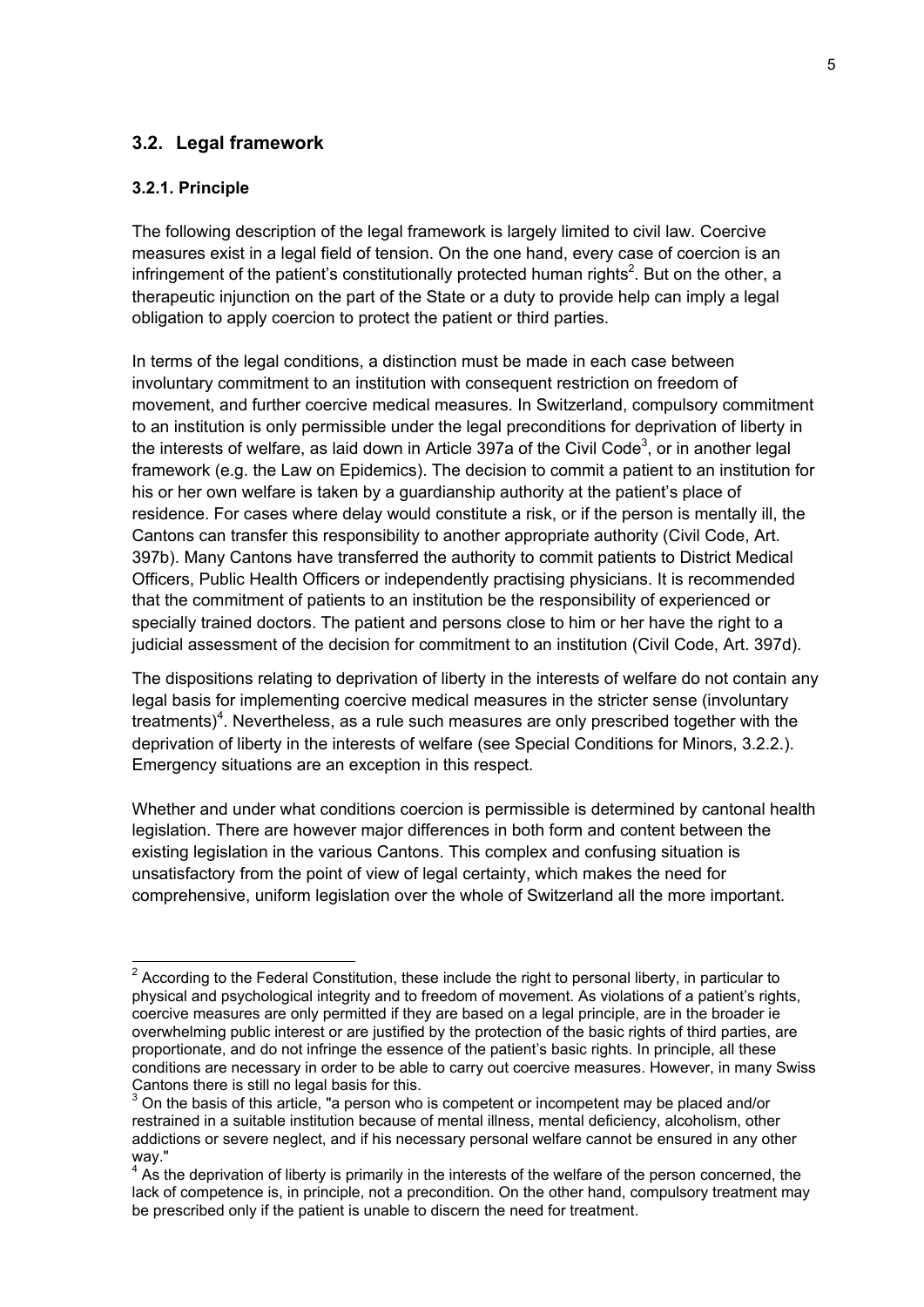## 3.2. Legal framework

### 3.2.1. Principle

The following description of the legal framework is largely limited to civil law. Coercive measures exist in a legal field of tension. On the one hand, every case of coercion is an infringement of the patient's constitutionally protected human rights[2]. But on the other, a therapeutic injunction on the part of the State or a duty to provide help can imply a legal obligation to apply coercion to protect the patient or third parties.

In terms of the legal conditions, a distinction must be made in each case between involuntary commitment to an institution with consequent restriction on freedom of movement, and further coercive medical measures. In Switzerland, compulsory commitment to an institution is only permissible under the legal preconditions for deprivation of liberty in the interests of welfare, as laid down in Article 397a of the Civil Code[3], or in another legal framework (e.g. the Law on Epidemics). The decision to commit a patient to an institution for his or her own welfare is taken by a guardianship authority at the patient's place of residence. For cases where delay would constitute a risk, or if the person is mentally ill, the Cantons can transfer this responsibility to another appropriate authority (Civil Code, Art. 397b). Many Cantons have transferred the authority to commit patients to District Medical Officers, Public Health Officers or independently practising physicians. It is recommended that the commitment of patients to an institution be the responsibility of experienced or specially trained doctors. The patient and persons close to him or her have the right to a judicial assessment of the decision for commitment to an institution (Civil Code, Art. 397d).

The dispositions relating to deprivation of liberty in the interests of welfare do not contain any legal basis for implementing coercive medical measures in the stricter sense (involuntary treatments)[4]. Nevertheless, as a rule such measures are only prescribed together with the deprivation of liberty in the interests of welfare (see Special Conditions for Minors, 3.2.2.). Emergency situations are an exception in this respect.

Whether and under what conditions coercion is permissible is determined by cantonal health legislation. There are however major differences in both form and content between the existing legislation in the various Cantons. This complex and confusing situation is unsatisfactory from the point of view of legal certainty, which makes the need for comprehensive, uniform legislation over the whole of Switzerland all the more important.

---

[2] According to the Federal Constitution, these include the right to personal liberty, in particular to physical and psychological integrity and to freedom of movement. As violations of a patient's rights, coercive measures are only permitted if they are based on a legal principle, are in the broader ie overwhelming public interest or are justified by the protection of the basic rights of third parties, are proportionate, and do not infringe the essence of the patient's basic rights. In principle, all these conditions are necessary in order to be able to carry out coercive measures. However, in many Swiss Cantons there is still no legal basis for this.

[3] On the basis of this article, "a person who is competent or incompetent may be placed and/or restrained in a suitable institution because of mental illness, mental deficiency, alcoholism, other addictions or severe neglect, and if his necessary personal welfare cannot be ensured in any other way."

[4] As the deprivation of liberty is primarily in the interests of the welfare of the person concerned, the lack of competence is, in principle, not a precondition. On the other hand, compulsory treatment may be prescribed only if the patient is unable to discern the need for treatment.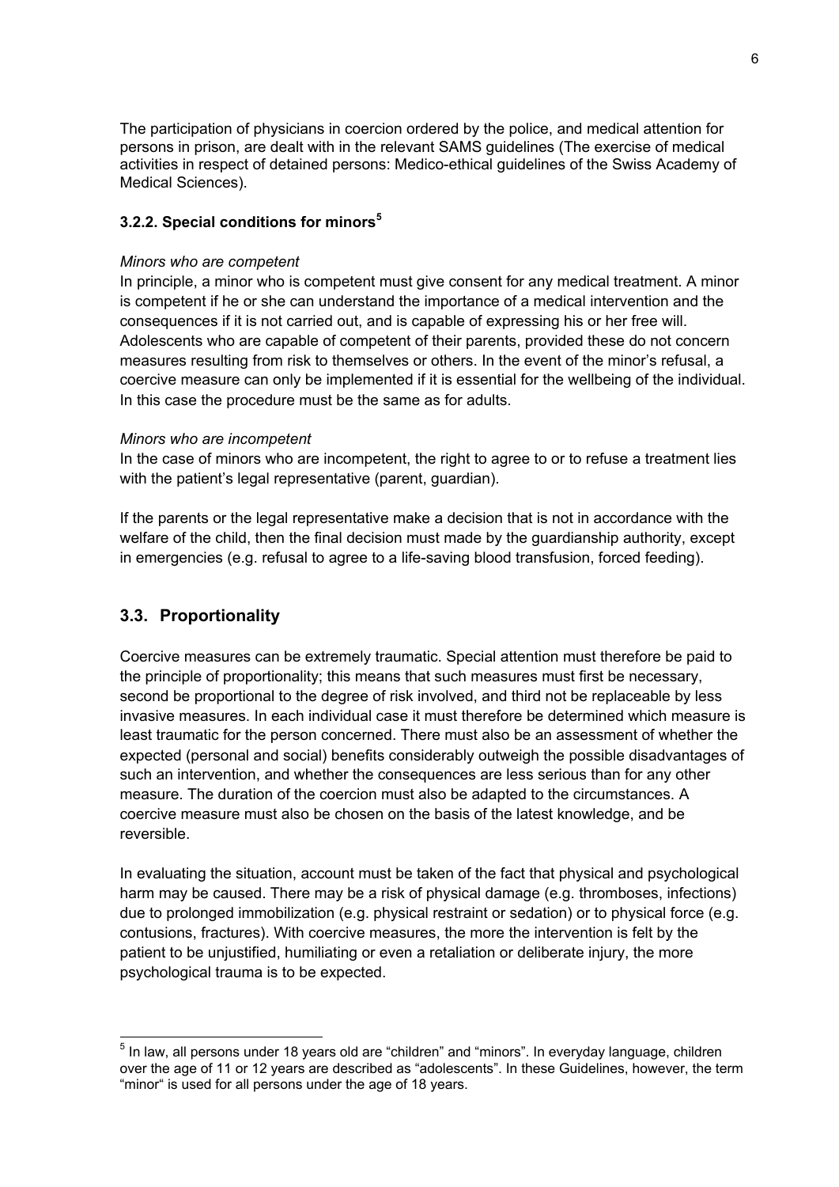The participation of physicians in coercion ordered by the police, and medical attention for persons in prison, are dealt with in the relevant SAMS guidelines (The exercise of medical activities in respect of detained persons: Medico-ethical guidelines of the Swiss Academy of Medical Sciences).

### 3.2.2. Special conditions for minors[5]

*Minors who are competent*

In principle, a minor who is competent must give consent for any medical treatment. A minor is competent if he or she can understand the importance of a medical intervention and the consequences if it is not carried out, and is capable of expressing his or her free will. Adolescents who are capable of competent of their parents, provided these do not concern measures resulting from risk to themselves or others. In the event of the minor's refusal, a coercive measure can only be implemented if it is essential for the wellbeing of the individual. In this case the procedure must be the same as for adults.

*Minors who are incompetent*

In the case of minors who are incompetent, the right to agree to or to refuse a treatment lies with the patient's legal representative (parent, guardian).

If the parents or the legal representative make a decision that is not in accordance with the welfare of the child, then the final decision must made by the guardianship authority, except in emergencies (e.g. refusal to agree to a life-saving blood transfusion, forced feeding).

## 3.3. Proportionality

Coercive measures can be extremely traumatic. Special attention must therefore be paid to the principle of proportionality; this means that such measures must first be necessary, second be proportional to the degree of risk involved, and third not be replaceable by less invasive measures. In each individual case it must therefore be determined which measure is least traumatic for the person concerned. There must also be an assessment of whether the expected (personal and social) benefits considerably outweigh the possible disadvantages of such an intervention, and whether the consequences are less serious than for any other measure. The duration of the coercion must also be adapted to the circumstances. A coercive measure must also be chosen on the basis of the latest knowledge, and be reversible.

In evaluating the situation, account must be taken of the fact that physical and psychological harm may be caused. There may be a risk of physical damage (e.g. thromboses, infections) due to prolonged immobilization (e.g. physical restraint or sedation) or to physical force (e.g. contusions, fractures). With coercive measures, the more the intervention is felt by the patient to be unjustified, humiliating or even a retaliation or deliberate injury, the more psychological trauma is to be expected.

---

[5] In law, all persons under 18 years old are "children" and "minors". In everyday language, children over the age of 11 or 12 years are described as "adolescents". In these Guidelines, however, the term "minor" is used for all persons under the age of 18 years.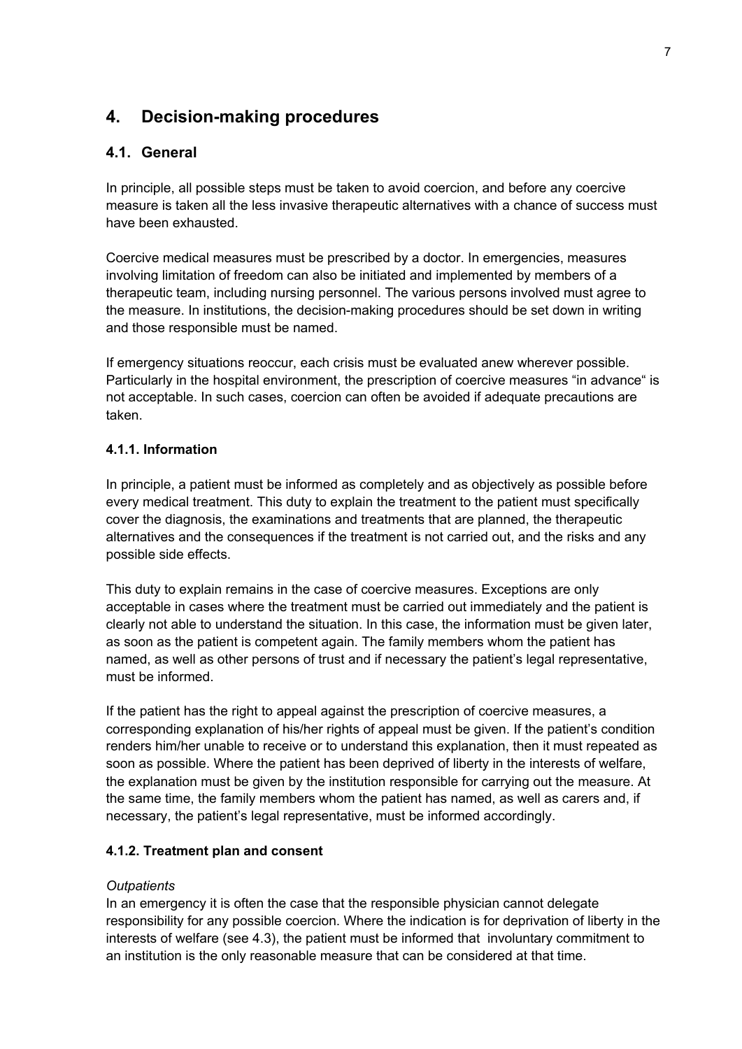# 4. Decision-making procedures

## 4.1. General

In principle, all possible steps must be taken to avoid coercion, and before any coercive measure is taken all the less invasive therapeutic alternatives with a chance of success must have been exhausted.

Coercive medical measures must be prescribed by a doctor. In emergencies, measures involving limitation of freedom can also be initiated and implemented by members of a therapeutic team, including nursing personnel. The various persons involved must agree to the measure. In institutions, the decision-making procedures should be set down in writing and those responsible must be named.

If emergency situations reoccur, each crisis must be evaluated anew wherever possible. Particularly in the hospital environment, the prescription of coercive measures "in advance" is not acceptable. In such cases, coercion can often be avoided if adequate precautions are taken.

### 4.1.1. Information

In principle, a patient must be informed as completely and as objectively as possible before every medical treatment. This duty to explain the treatment to the patient must specifically cover the diagnosis, the examinations and treatments that are planned, the therapeutic alternatives and the consequences if the treatment is not carried out, and the risks and any possible side effects.

This duty to explain remains in the case of coercive measures. Exceptions are only acceptable in cases where the treatment must be carried out immediately and the patient is clearly not able to understand the situation. In this case, the information must be given later, as soon as the patient is competent again. The family members whom the patient has named, as well as other persons of trust and if necessary the patient's legal representative, must be informed.

If the patient has the right to appeal against the prescription of coercive measures, a corresponding explanation of his/her rights of appeal must be given. If the patient's condition renders him/her unable to receive or to understand this explanation, then it must repeated as soon as possible. Where the patient has been deprived of liberty in the interests of welfare, the explanation must be given by the institution responsible for carrying out the measure. At the same time, the family members whom the patient has named, as well as carers and, if necessary, the patient's legal representative, must be informed accordingly.

### 4.1.2. Treatment plan and consent

*Outpatients*

In an emergency it is often the case that the responsible physician cannot delegate responsibility for any possible coercion. Where the indication is for deprivation of liberty in the interests of welfare (see 4.3), the patient must be informed that involuntary commitment to an institution is the only reasonable measure that can be considered at that time.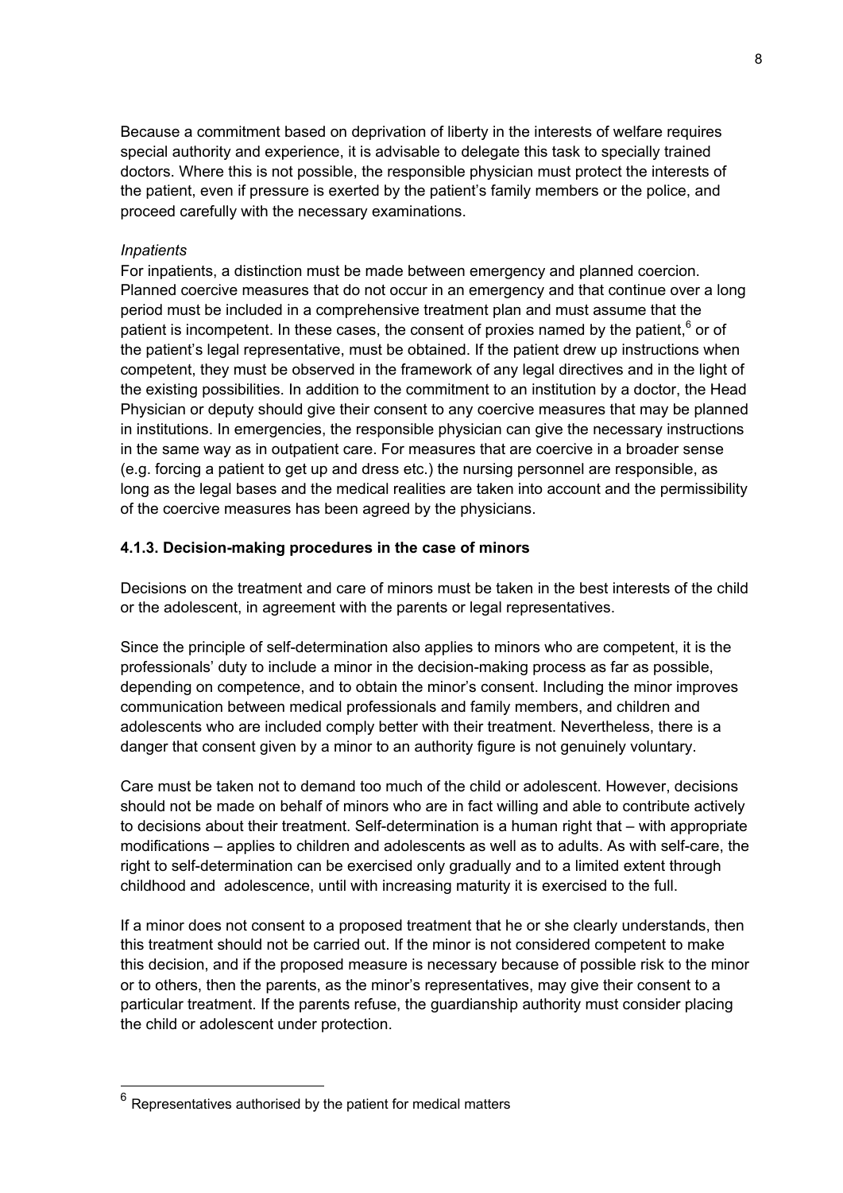Because a commitment based on deprivation of liberty in the interests of welfare requires special authority and experience, it is advisable to delegate this task to specially trained doctors. Where this is not possible, the responsible physician must protect the interests of the patient, even if pressure is exerted by the patient's family members or the police, and proceed carefully with the necessary examinations.

*Inpatients*

For inpatients, a distinction must be made between emergency and planned coercion. Planned coercive measures that do not occur in an emergency and that continue over a long period must be included in a comprehensive treatment plan and must assume that the patient is incompetent. In these cases, the consent of proxies named by the patient,[6] or of the patient's legal representative, must be obtained. If the patient drew up instructions when competent, they must be observed in the framework of any legal directives and in the light of the existing possibilities. In addition to the commitment to an institution by a doctor, the Head Physician or deputy should give their consent to any coercive measures that may be planned in institutions. In emergencies, the responsible physician can give the necessary instructions in the same way as in outpatient care. For measures that are coercive in a broader sense (e.g. forcing a patient to get up and dress etc.) the nursing personnel are responsible, as long as the legal bases and the medical realities are taken into account and the permissibility of the coercive measures has been agreed by the physicians.

### 4.1.3. Decision-making procedures in the case of minors

Decisions on the treatment and care of minors must be taken in the best interests of the child or the adolescent, in agreement with the parents or legal representatives.

Since the principle of self-determination also applies to minors who are competent, it is the professionals' duty to include a minor in the decision-making process as far as possible, depending on competence, and to obtain the minor's consent. Including the minor improves communication between medical professionals and family members, and children and adolescents who are included comply better with their treatment. Nevertheless, there is a danger that consent given by a minor to an authority figure is not genuinely voluntary.

Care must be taken not to demand too much of the child or adolescent. However, decisions should not be made on behalf of minors who are in fact willing and able to contribute actively to decisions about their treatment. Self-determination is a human right that – with appropriate modifications – applies to children and adolescents as well as to adults. As with self-care, the right to self-determination can be exercised only gradually and to a limited extent through childhood and adolescence, until with increasing maturity it is exercised to the full.

If a minor does not consent to a proposed treatment that he or she clearly understands, then this treatment should not be carried out. If the minor is not considered competent to make this decision, and if the proposed measure is necessary because of possible risk to the minor or to others, then the parents, as the minor's representatives, may give their consent to a particular treatment. If the parents refuse, the guardianship authority must consider placing the child or adolescent under protection.

---

[6] Representatives authorised by the patient for medical matters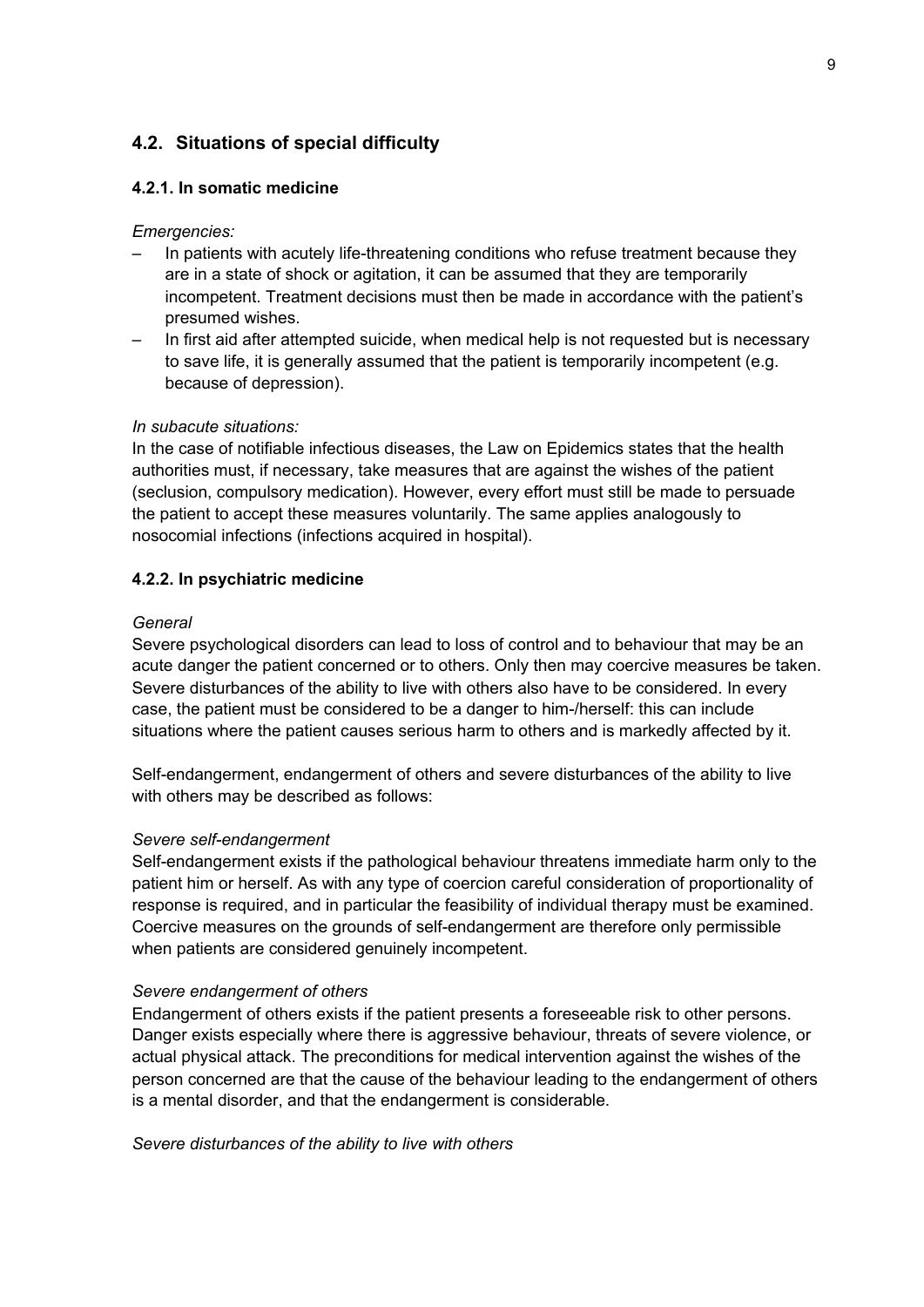## 4.2. Situations of special difficulty

### 4.2.1. In somatic medicine

*Emergencies:*

– In patients with acutely life-threatening conditions who refuse treatment because they are in a state of shock or agitation, it can be assumed that they are temporarily incompetent. Treatment decisions must then be made in accordance with the patient's presumed wishes.
– In first aid after attempted suicide, when medical help is not requested but is necessary to save life, it is generally assumed that the patient is temporarily incompetent (e.g. because of depression).

*In subacute situations:*

In the case of notifiable infectious diseases, the Law on Epidemics states that the health authorities must, if necessary, take measures that are against the wishes of the patient (seclusion, compulsory medication). However, every effort must still be made to persuade the patient to accept these measures voluntarily. The same applies analogously to nosocomial infections (infections acquired in hospital).

### 4.2.2. In psychiatric medicine

*General*

Severe psychological disorders can lead to loss of control and to behaviour that may be an acute danger the patient concerned or to others. Only then may coercive measures be taken. Severe disturbances of the ability to live with others also have to be considered. In every case, the patient must be considered to be a danger to him-/herself: this can include situations where the patient causes serious harm to others and is markedly affected by it.

Self-endangerment, endangerment of others and severe disturbances of the ability to live with others may be described as follows:

*Severe self-endangerment*

Self-endangerment exists if the pathological behaviour threatens immediate harm only to the patient him or herself. As with any type of coercion careful consideration of proportionality of response is required, and in particular the feasibility of individual therapy must be examined. Coercive measures on the grounds of self-endangerment are therefore only permissible when patients are considered genuinely incompetent.

*Severe endangerment of others*

Endangerment of others exists if the patient presents a foreseeable risk to other persons. Danger exists especially where there is aggressive behaviour, threats of severe violence, or actual physical attack. The preconditions for medical intervention against the wishes of the person concerned are that the cause of the behaviour leading to the endangerment of others is a mental disorder, and that the endangerment is considerable.

*Severe disturbances of the ability to live with others*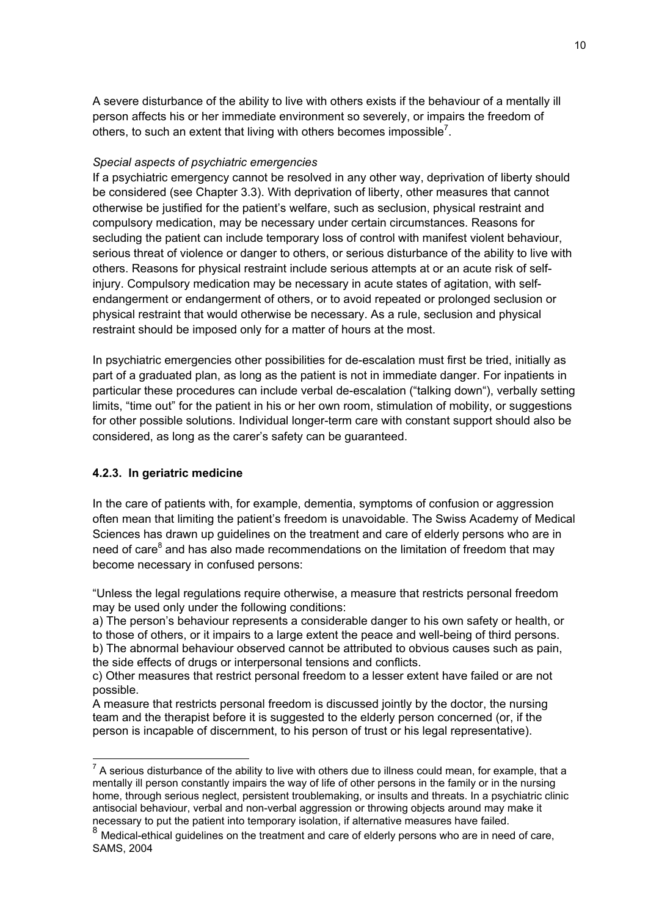A severe disturbance of the ability to live with others exists if the behaviour of a mentally ill person affects his or her immediate environment so severely, or impairs the freedom of others, to such an extent that living with others becomes impossible[7].

*Special aspects of psychiatric emergencies*

If a psychiatric emergency cannot be resolved in any other way, deprivation of liberty should be considered (see Chapter 3.3). With deprivation of liberty, other measures that cannot otherwise be justified for the patient's welfare, such as seclusion, physical restraint and compulsory medication, may be necessary under certain circumstances. Reasons for secluding the patient can include temporary loss of control with manifest violent behaviour, serious threat of violence or danger to others, or serious disturbance of the ability to live with others. Reasons for physical restraint include serious attempts at or an acute risk of self-injury. Compulsory medication may be necessary in acute states of agitation, with self-endangerment or endangerment of others, or to avoid repeated or prolonged seclusion or physical restraint that would otherwise be necessary. As a rule, seclusion and physical restraint should be imposed only for a matter of hours at the most.

In psychiatric emergencies other possibilities for de-escalation must first be tried, initially as part of a graduated plan, as long as the patient is not in immediate danger. For inpatients in particular these procedures can include verbal de-escalation ("talking down"), verbally setting limits, "time out" for the patient in his or her own room, stimulation of mobility, or suggestions for other possible solutions. Individual longer-term care with constant support should also be considered, as long as the carer's safety can be guaranteed.

### 4.2.3. In geriatric medicine

In the care of patients with, for example, dementia, symptoms of confusion or aggression often mean that limiting the patient's freedom is unavoidable. The Swiss Academy of Medical Sciences has drawn up guidelines on the treatment and care of elderly persons who are in need of care[8] and has also made recommendations on the limitation of freedom that may become necessary in confused persons:

"Unless the legal regulations require otherwise, a measure that restricts personal freedom may be used only under the following conditions:
a) The person's behaviour represents a considerable danger to his own safety or health, or to those of others, or it impairs to a large extent the peace and well-being of third persons.
b) The abnormal behaviour observed cannot be attributed to obvious causes such as pain, the side effects of drugs or interpersonal tensions and conflicts.
c) Other measures that restrict personal freedom to a lesser extent have failed or are not possible.
A measure that restricts personal freedom is discussed jointly by the doctor, the nursing team and the therapist before it is suggested to the elderly person concerned (or, if the person is incapable of discernment, to his person of trust or his legal representative).

---

[7] A serious disturbance of the ability to live with others due to illness could mean, for example, that a mentally ill person constantly impairs the way of life of other persons in the family or in the nursing home, through serious neglect, persistent troublemaking, or insults and threats. In a psychiatric clinic antisocial behaviour, verbal and non-verbal aggression or throwing objects around may make it necessary to put the patient into temporary isolation, if alternative measures have failed.

[8] Medical-ethical guidelines on the treatment and care of elderly persons who are in need of care, SAMS, 2004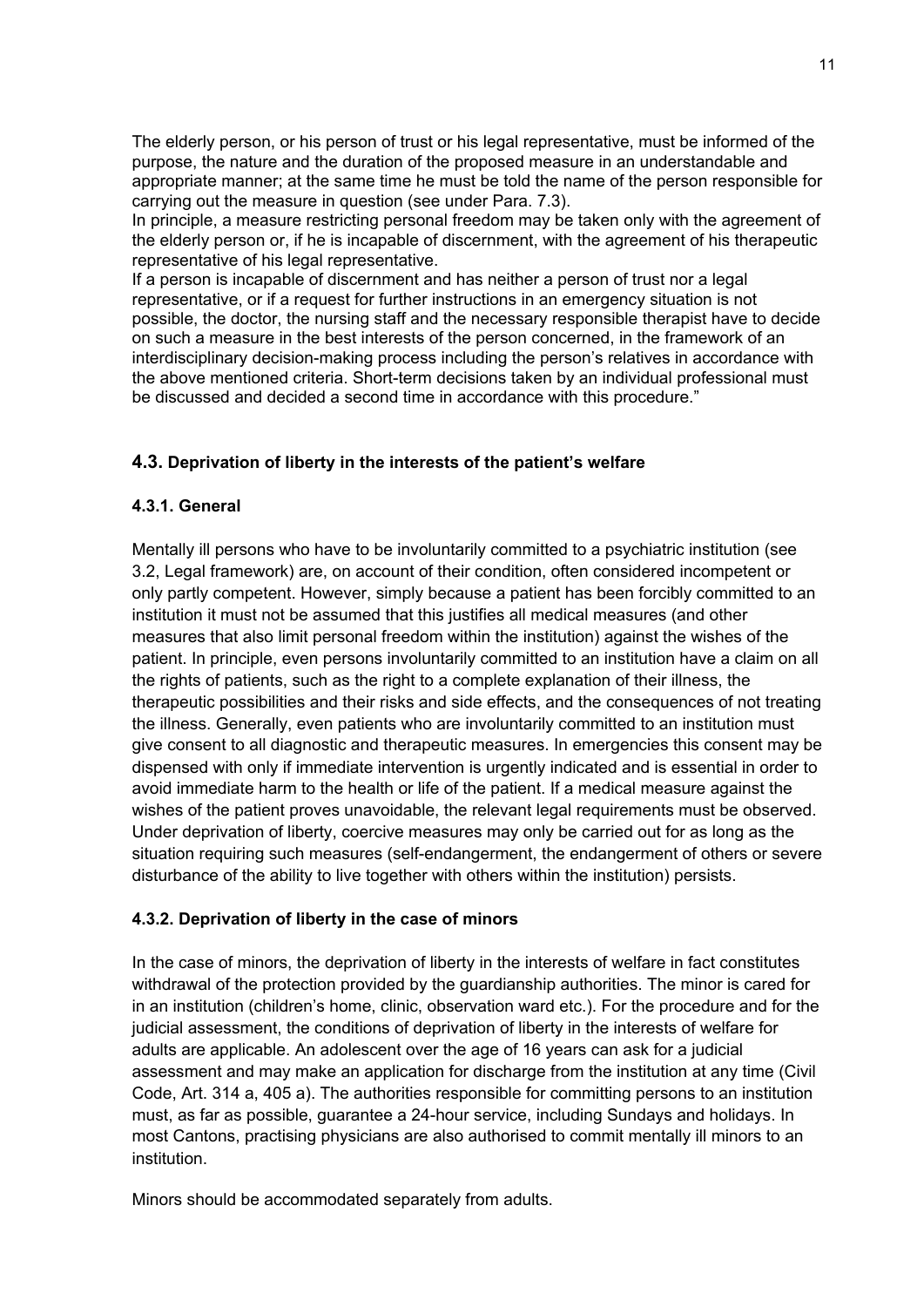The elderly person, or his person of trust or his legal representative, must be informed of the purpose, the nature and the duration of the proposed measure in an understandable and appropriate manner; at the same time he must be told the name of the person responsible for carrying out the measure in question (see under Para. 7.3).
In principle, a measure restricting personal freedom may be taken only with the agreement of the elderly person or, if he is incapable of discernment, with the agreement of his therapeutic representative of his legal representative.
If a person is incapable of discernment and has neither a person of trust nor a legal representative, or if a request for further instructions in an emergency situation is not possible, the doctor, the nursing staff and the necessary responsible therapist have to decide on such a measure in the best interests of the person concerned, in the framework of an interdisciplinary decision-making process including the person's relatives in accordance with the above mentioned criteria. Short-term decisions taken by an individual professional must be discussed and decided a second time in accordance with this procedure."

## 4.3. Deprivation of liberty in the interests of the patient's welfare

### 4.3.1. General

Mentally ill persons who have to be involuntarily committed to a psychiatric institution (see 3.2, Legal framework) are, on account of their condition, often considered incompetent or only partly competent. However, simply because a patient has been forcibly committed to an institution it must not be assumed that this justifies all medical measures (and other measures that also limit personal freedom within the institution) against the wishes of the patient. In principle, even persons involuntarily committed to an institution have a claim on all the rights of patients, such as the right to a complete explanation of their illness, the therapeutic possibilities and their risks and side effects, and the consequences of not treating the illness. Generally, even patients who are involuntarily committed to an institution must give consent to all diagnostic and therapeutic measures. In emergencies this consent may be dispensed with only if immediate intervention is urgently indicated and is essential in order to avoid immediate harm to the health or life of the patient. If a medical measure against the wishes of the patient proves unavoidable, the relevant legal requirements must be observed. Under deprivation of liberty, coercive measures may only be carried out for as long as the situation requiring such measures (self-endangerment, the endangerment of others or severe disturbance of the ability to live together with others within the institution) persists.

### 4.3.2. Deprivation of liberty in the case of minors

In the case of minors, the deprivation of liberty in the interests of welfare in fact constitutes withdrawal of the protection provided by the guardianship authorities. The minor is cared for in an institution (children's home, clinic, observation ward etc.). For the procedure and for the judicial assessment, the conditions of deprivation of liberty in the interests of welfare for adults are applicable. An adolescent over the age of 16 years can ask for a judicial assessment and may make an application for discharge from the institution at any time (Civil Code, Art. 314 a, 405 a). The authorities responsible for committing persons to an institution must, as far as possible, guarantee a 24-hour service, including Sundays and holidays. In most Cantons, practising physicians are also authorised to commit mentally ill minors to an institution.

Minors should be accommodated separately from adults.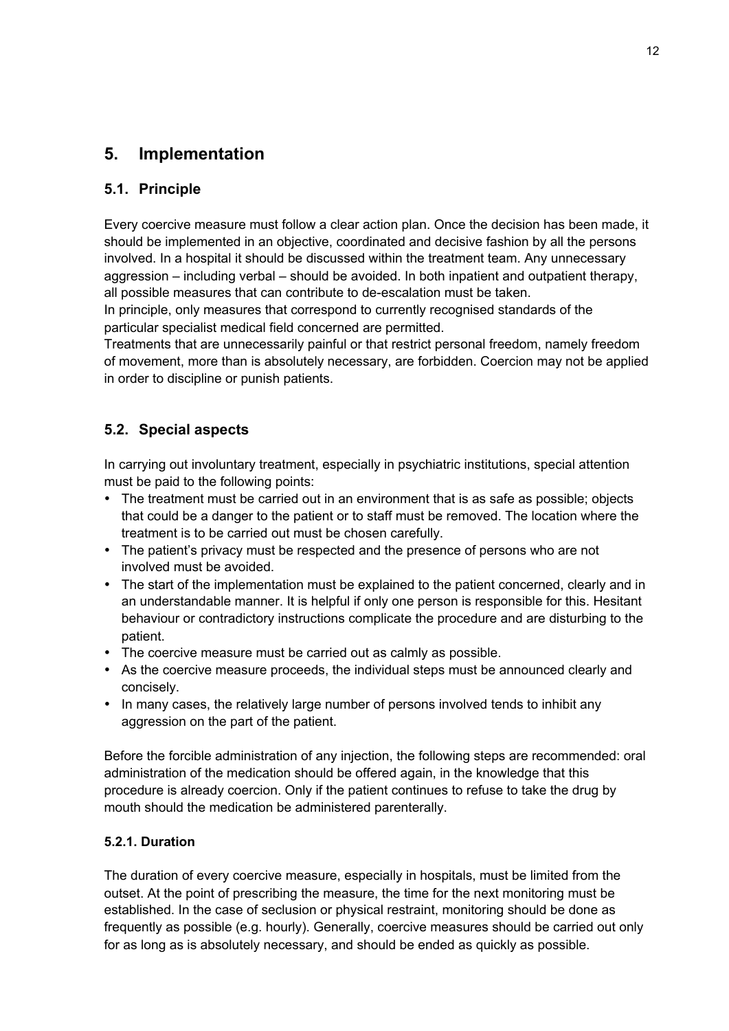# 5. Implementation

## 5.1. Principle

Every coercive measure must follow a clear action plan. Once the decision has been made, it should be implemented in an objective, coordinated and decisive fashion by all the persons involved. In a hospital it should be discussed within the treatment team. Any unnecessary aggression – including verbal – should be avoided. In both inpatient and outpatient therapy, all possible measures that can contribute to de-escalation must be taken.
In principle, only measures that correspond to currently recognised standards of the particular specialist medical field concerned are permitted.
Treatments that are unnecessarily painful or that restrict personal freedom, namely freedom of movement, more than is absolutely necessary, are forbidden. Coercion may not be applied in order to discipline or punish patients.

## 5.2. Special aspects

In carrying out involuntary treatment, especially in psychiatric institutions, special attention must be paid to the following points:

- The treatment must be carried out in an environment that is as safe as possible; objects that could be a danger to the patient or to staff must be removed. The location where the treatment is to be carried out must be chosen carefully.
- The patient's privacy must be respected and the presence of persons who are not involved must be avoided.
- The start of the implementation must be explained to the patient concerned, clearly and in an understandable manner. It is helpful if only one person is responsible for this. Hesitant behaviour or contradictory instructions complicate the procedure and are disturbing to the patient.
- The coercive measure must be carried out as calmly as possible.
- As the coercive measure proceeds, the individual steps must be announced clearly and concisely.
- In many cases, the relatively large number of persons involved tends to inhibit any aggression on the part of the patient.

Before the forcible administration of any injection, the following steps are recommended: oral administration of the medication should be offered again, in the knowledge that this procedure is already coercion. Only if the patient continues to refuse to take the drug by mouth should the medication be administered parenterally.

### 5.2.1. Duration

The duration of every coercive measure, especially in hospitals, must be limited from the outset. At the point of prescribing the measure, the time for the next monitoring must be established. In the case of seclusion or physical restraint, monitoring should be done as frequently as possible (e.g. hourly). Generally, coercive measures should be carried out only for as long as is absolutely necessary, and should be ended as quickly as possible.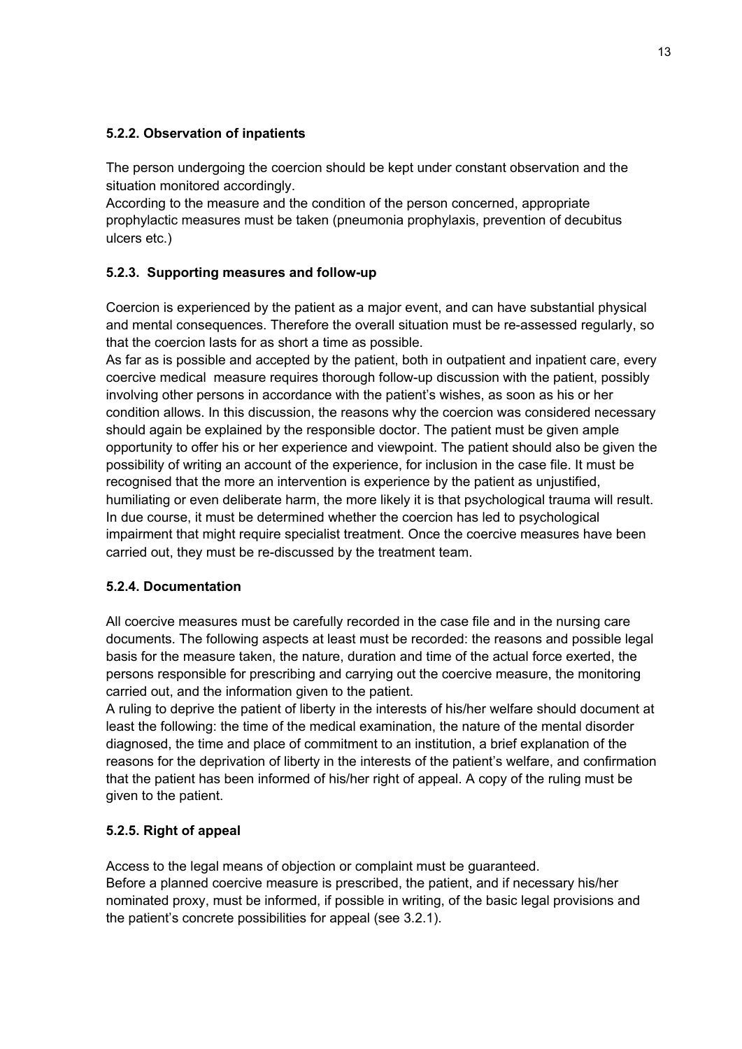#### 5.2.2. Observation of inpatients

The person undergoing the coercion should be kept under constant observation and the situation monitored accordingly.
According to the measure and the condition of the person concerned, appropriate prophylactic measures must be taken (pneumonia prophylaxis, prevention of decubitus ulcers etc.)

#### 5.2.3. Supporting measures and follow-up

Coercion is experienced by the patient as a major event, and can have substantial physical and mental consequences. Therefore the overall situation must be re-assessed regularly, so that the coercion lasts for as short a time as possible.
As far as is possible and accepted by the patient, both in outpatient and inpatient care, every coercive medical measure requires thorough follow-up discussion with the patient, possibly involving other persons in accordance with the patient's wishes, as soon as his or her condition allows. In this discussion, the reasons why the coercion was considered necessary should again be explained by the responsible doctor. The patient must be given ample opportunity to offer his or her experience and viewpoint. The patient should also be given the possibility of writing an account of the experience, for inclusion in the case file. It must be recognised that the more an intervention is experience by the patient as unjustified, humiliating or even deliberate harm, the more likely it is that psychological trauma will result. In due course, it must be determined whether the coercion has led to psychological impairment that might require specialist treatment. Once the coercive measures have been carried out, they must be re-discussed by the treatment team.

#### 5.2.4. Documentation

All coercive measures must be carefully recorded in the case file and in the nursing care documents. The following aspects at least must be recorded: the reasons and possible legal basis for the measure taken, the nature, duration and time of the actual force exerted, the persons responsible for prescribing and carrying out the coercive measure, the monitoring carried out, and the information given to the patient.
A ruling to deprive the patient of liberty in the interests of his/her welfare should document at least the following: the time of the medical examination, the nature of the mental disorder diagnosed, the time and place of commitment to an institution, a brief explanation of the reasons for the deprivation of liberty in the interests of the patient's welfare, and confirmation that the patient has been informed of his/her right of appeal. A copy of the ruling must be given to the patient.

#### 5.2.5. Right of appeal

Access to the legal means of objection or complaint must be guaranteed.
Before a planned coercive measure is prescribed, the patient, and if necessary his/her nominated proxy, must be informed, if possible in writing, of the basic legal provisions and the patient's concrete possibilities for appeal (see 3.2.1).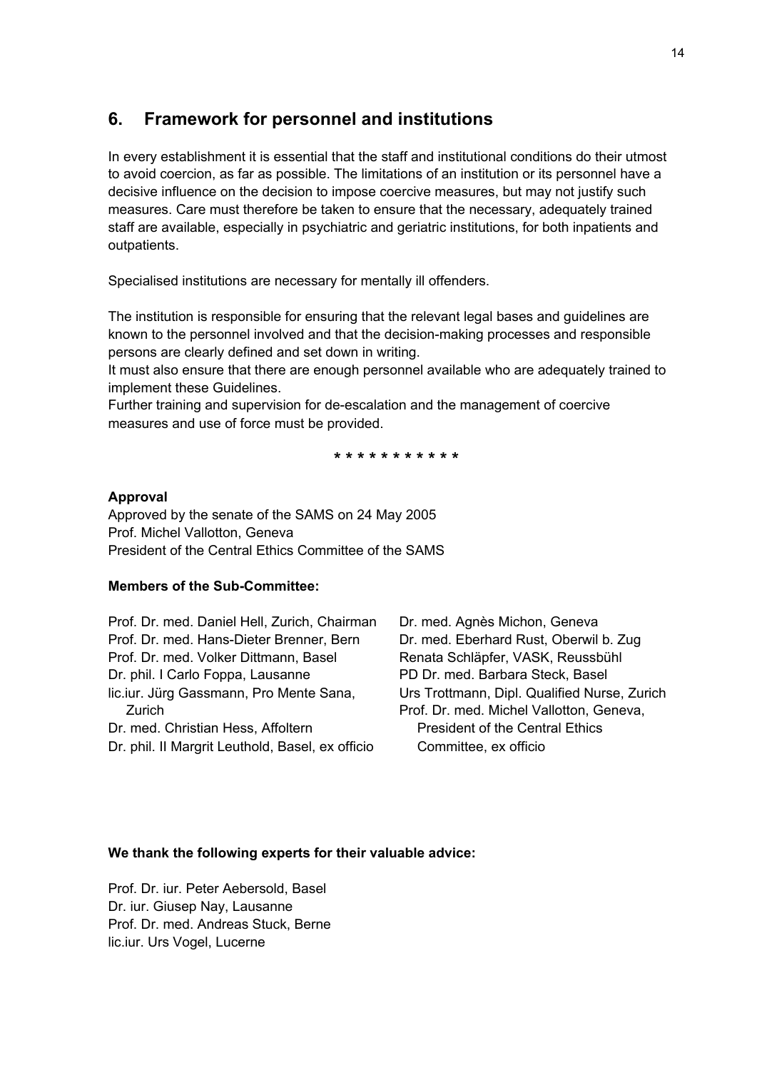## 6. Framework for personnel and institutions

In every establishment it is essential that the staff and institutional conditions do their utmost to avoid coercion, as far as possible. The limitations of an institution or its personnel have a decisive influence on the decision to impose coercive measures, but may not justify such measures. Care must therefore be taken to ensure that the necessary, adequately trained staff are available, especially in psychiatric and geriatric institutions, for both inpatients and outpatients.

Specialised institutions are necessary for mentally ill offenders.

The institution is responsible for ensuring that the relevant legal bases and guidelines are known to the personnel involved and that the decision-making processes and responsible persons are clearly defined and set down in writing.
It must also ensure that there are enough personnel available who are adequately trained to implement these Guidelines.
Further training and supervision for de-escalation and the management of coercive measures and use of force must be provided.

\* \* \* \* \* \* \* \* \* \* \*

**Approval**
Approved by the senate of the SAMS on 24 May 2005
Prof. Michel Vallotton, Geneva
President of the Central Ethics Committee of the SAMS

**Members of the Sub-Committee:**

Prof. Dr. med. Daniel Hell, Zurich, Chairman
Prof. Dr. med. Hans-Dieter Brenner, Bern
Prof. Dr. med. Volker Dittmann, Basel
Dr. phil. I Carlo Foppa, Lausanne
lic.iur. Jürg Gassmann, Pro Mente Sana, Zurich
Dr. med. Christian Hess, Affoltern
Dr. phil. II Margrit Leuthold, Basel, ex officio
Dr. med. Agnès Michon, Geneva
Dr. med. Eberhard Rust, Oberwil b. Zug
Renata Schläpfer, VASK, Reussbühl
PD Dr. med. Barbara Steck, Basel
Urs Trottmann, Dipl. Qualified Nurse, Zurich
Prof. Dr. med. Michel Vallotton, Geneva, President of the Central Ethics Committee, ex officio

**We thank the following experts for their valuable advice:**

Prof. Dr. iur. Peter Aebersold, Basel
Dr. iur. Giusep Nay, Lausanne
Prof. Dr. med. Andreas Stuck, Berne
lic.iur. Urs Vogel, Lucerne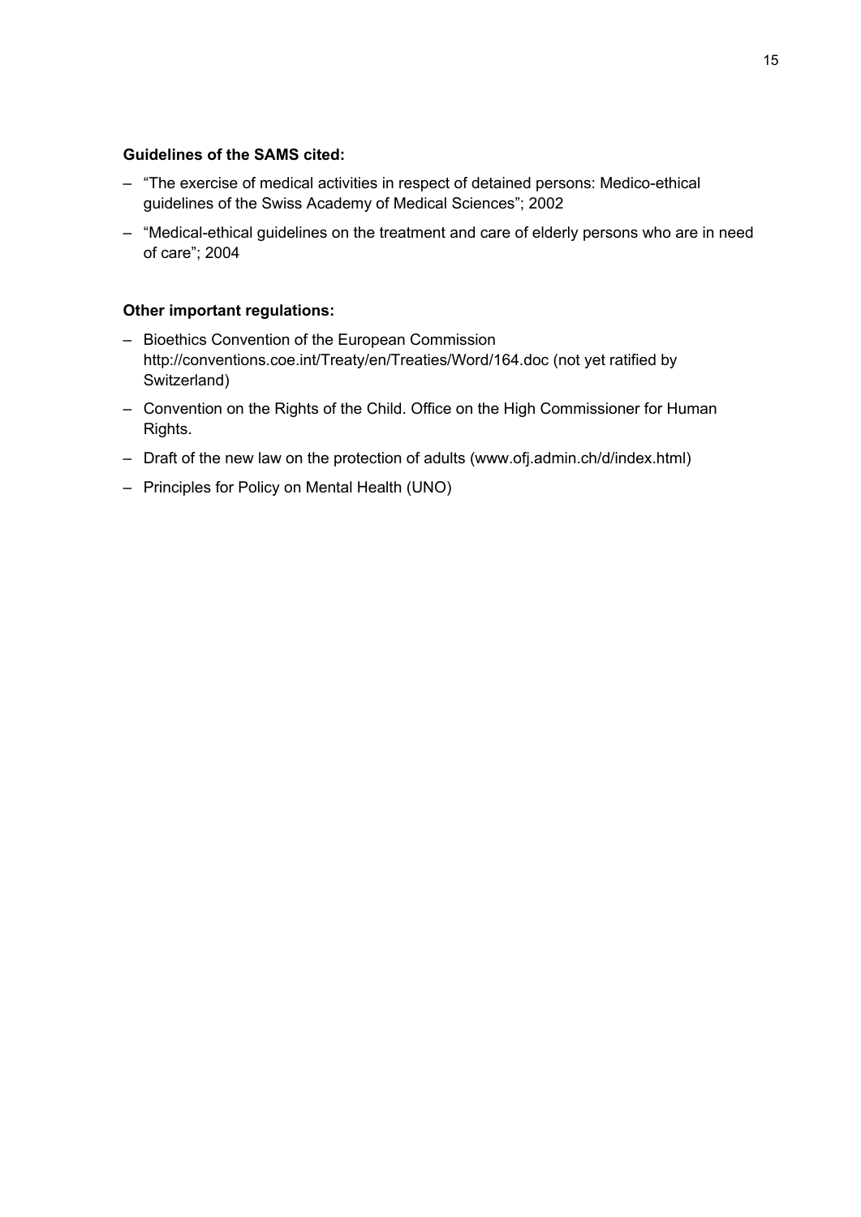**Guidelines of the SAMS cited:**

- "The exercise of medical activities in respect of detained persons: Medico-ethical guidelines of the Swiss Academy of Medical Sciences"; 2002
- "Medical-ethical guidelines on the treatment and care of elderly persons who are in need of care"; 2004

**Other important regulations:**

- Bioethics Convention of the European Commission http://conventions.coe.int/Treaty/en/Treaties/Word/164.doc (not yet ratified by Switzerland)
- Convention on the Rights of the Child. Office on the High Commissioner for Human Rights.
- Draft of the new law on the protection of adults (www.ofj.admin.ch/d/index.html)
- Principles for Policy on Mental Health (UNO)